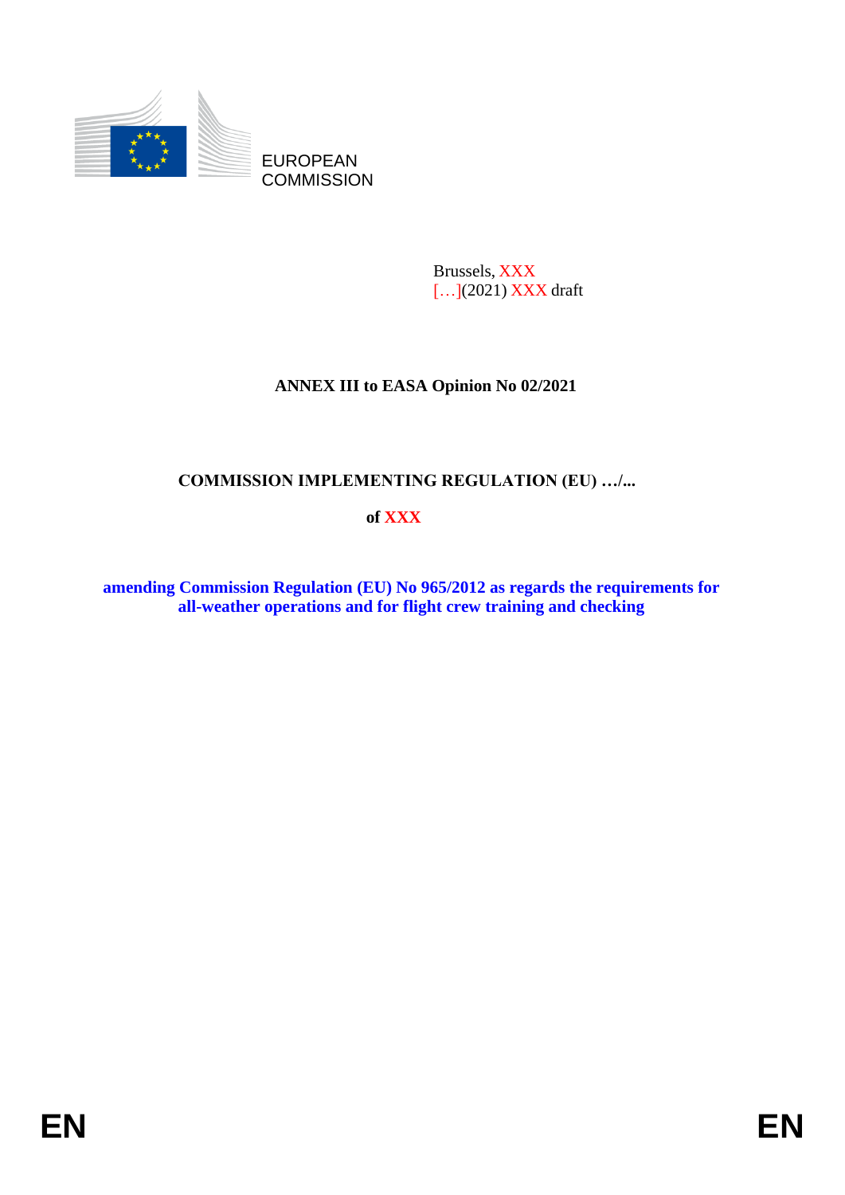EUROPEAN
COMMISSION

Brussels, XXX
[…](2021) XXX draft

**ANNEX III to EASA Opinion No 02/2021**

**COMMISSION IMPLEMENTING REGULATION (EU) …/...**

**of XXX**

**amending Commission Regulation (EU) No 965/2012 as regards the requirements for all-weather operations and for flight crew training and checking**

EN EN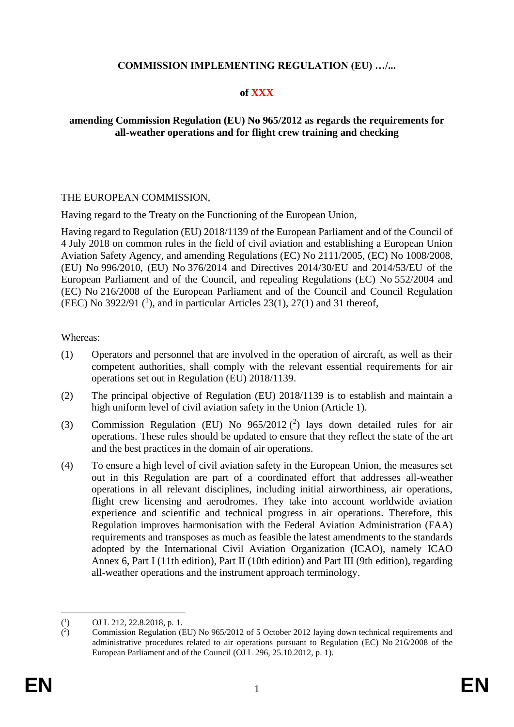**COMMISSION IMPLEMENTING REGULATION (EU) …/...**

**of XXX**

**amending Commission Regulation (EU) No 965/2012 as regards the requirements for all-weather operations and for flight crew training and checking**

THE EUROPEAN COMMISSION,

Having regard to the Treaty on the Functioning of the European Union,

Having regard to Regulation (EU) 2018/1139 of the European Parliament and of the Council of 4 July 2018 on common rules in the field of civil aviation and establishing a European Union Aviation Safety Agency, and amending Regulations (EC) No 2111/2005, (EC) No 1008/2008, (EU) No 996/2010, (EU) No 376/2014 and Directives 2014/30/EU and 2014/53/EU of the European Parliament and of the Council, and repealing Regulations (EC) No 552/2004 and (EC) No 216/2008 of the European Parliament and of the Council and Council Regulation (EEC) No 3922/91 ([1]), and in particular Articles 23(1), 27(1) and 31 thereof,

Whereas:

(1) Operators and personnel that are involved in the operation of aircraft, as well as their competent authorities, shall comply with the relevant essential requirements for air operations set out in Regulation (EU) 2018/1139.

(2) The principal objective of Regulation (EU) 2018/1139 is to establish and maintain a high uniform level of civil aviation safety in the Union (Article 1).

(3) Commission Regulation (EU) No 965/2012 ([2]) lays down detailed rules for air operations. These rules should be updated to ensure that they reflect the state of the art and the best practices in the domain of air operations.

(4) To ensure a high level of civil aviation safety in the European Union, the measures set out in this Regulation are part of a coordinated effort that addresses all-weather operations in all relevant disciplines, including initial airworthiness, air operations, flight crew licensing and aerodromes. They take into account worldwide aviation experience and scientific and technical progress in air operations. Therefore, this Regulation improves harmonisation with the Federal Aviation Administration (FAA) requirements and transposes as much as feasible the latest amendments to the standards adopted by the International Civil Aviation Organization (ICAO), namely ICAO Annex 6, Part I (11th edition), Part II (10th edition) and Part III (9th edition), regarding all-weather operations and the instrument approach terminology.

---

([1]) OJ L 212, 22.8.2018, p. 1.

([2]) Commission Regulation (EU) No 965/2012 of 5 October 2012 laying down technical requirements and administrative procedures related to air operations pursuant to Regulation (EC) No 216/2008 of the European Parliament and of the Council (OJ L 296, 25.10.2012, p. 1).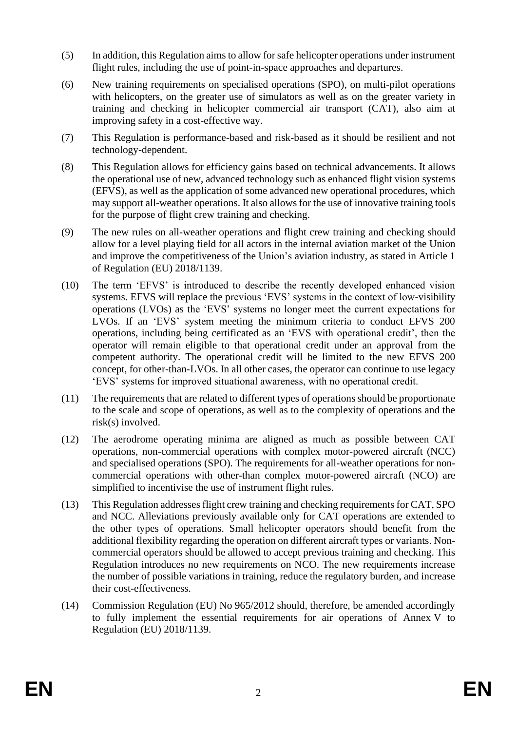(5) In addition, this Regulation aims to allow for safe helicopter operations under instrument flight rules, including the use of point-in-space approaches and departures.

(6) New training requirements on specialised operations (SPO), on multi-pilot operations with helicopters, on the greater use of simulators as well as on the greater variety in training and checking in helicopter commercial air transport (CAT), also aim at improving safety in a cost-effective way.

(7) This Regulation is performance-based and risk-based as it should be resilient and not technology-dependent.

(8) This Regulation allows for efficiency gains based on technical advancements. It allows the operational use of new, advanced technology such as enhanced flight vision systems (EFVS), as well as the application of some advanced new operational procedures, which may support all-weather operations. It also allows for the use of innovative training tools for the purpose of flight crew training and checking.

(9) The new rules on all-weather operations and flight crew training and checking should allow for a level playing field for all actors in the internal aviation market of the Union and improve the competitiveness of the Union's aviation industry, as stated in Article 1 of Regulation (EU) 2018/1139.

(10) The term 'EFVS' is introduced to describe the recently developed enhanced vision systems. EFVS will replace the previous 'EVS' systems in the context of low-visibility operations (LVOs) as the 'EVS' systems no longer meet the current expectations for LVOs. If an 'EVS' system meeting the minimum criteria to conduct EFVS 200 operations, including being certificated as an 'EVS with operational credit', then the operator will remain eligible to that operational credit under an approval from the competent authority. The operational credit will be limited to the new EFVS 200 concept, for other-than-LVOs. In all other cases, the operator can continue to use legacy 'EVS' systems for improved situational awareness, with no operational credit.

(11) The requirements that are related to different types of operations should be proportionate to the scale and scope of operations, as well as to the complexity of operations and the risk(s) involved.

(12) The aerodrome operating minima are aligned as much as possible between CAT operations, non-commercial operations with complex motor-powered aircraft (NCC) and specialised operations (SPO). The requirements for all-weather operations for non-commercial operations with other-than complex motor-powered aircraft (NCO) are simplified to incentivise the use of instrument flight rules.

(13) This Regulation addresses flight crew training and checking requirements for CAT, SPO and NCC. Alleviations previously available only for CAT operations are extended to the other types of operations. Small helicopter operators should benefit from the additional flexibility regarding the operation on different aircraft types or variants. Non-commercial operators should be allowed to accept previous training and checking. This Regulation introduces no new requirements on NCO. The new requirements increase the number of possible variations in training, reduce the regulatory burden, and increase their cost-effectiveness.

(14) Commission Regulation (EU) No 965/2012 should, therefore, be amended accordingly to fully implement the essential requirements for air operations of Annex V to Regulation (EU) 2018/1139.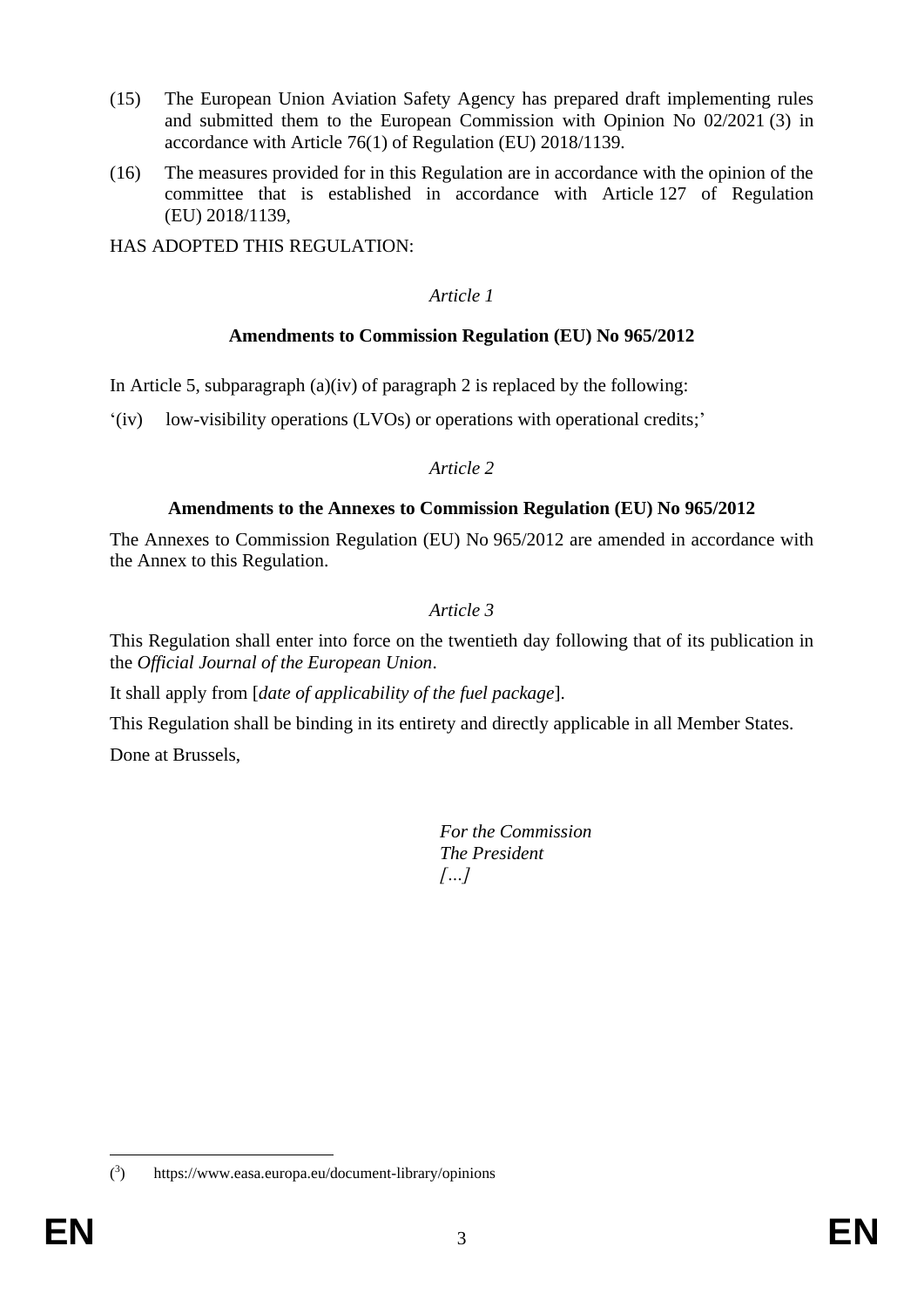(15) The European Union Aviation Safety Agency has prepared draft implementing rules and submitted them to the European Commission with Opinion No 02/2021 [3] in accordance with Article 76(1) of Regulation (EU) 2018/1139.

(16) The measures provided for in this Regulation are in accordance with the opinion of the committee that is established in accordance with Article 127 of Regulation (EU) 2018/1139,

HAS ADOPTED THIS REGULATION:

*Article 1*

**Amendments to Commission Regulation (EU) No 965/2012**

In Article 5, subparagraph (a)(iv) of paragraph 2 is replaced by the following:

'(iv) low-visibility operations (LVOs) or operations with operational credits;'

*Article 2*

**Amendments to the Annexes to Commission Regulation (EU) No 965/2012**

The Annexes to Commission Regulation (EU) No 965/2012 are amended in accordance with the Annex to this Regulation.

*Article 3*

This Regulation shall enter into force on the twentieth day following that of its publication in the *Official Journal of the European Union*.

It shall apply from [*date of applicability of the fuel package*].

This Regulation shall be binding in its entirety and directly applicable in all Member States.

Done at Brussels,

*For the Commission*
*The President*
*[…]*

---

[3] https://www.easa.europa.eu/document-library/opinions